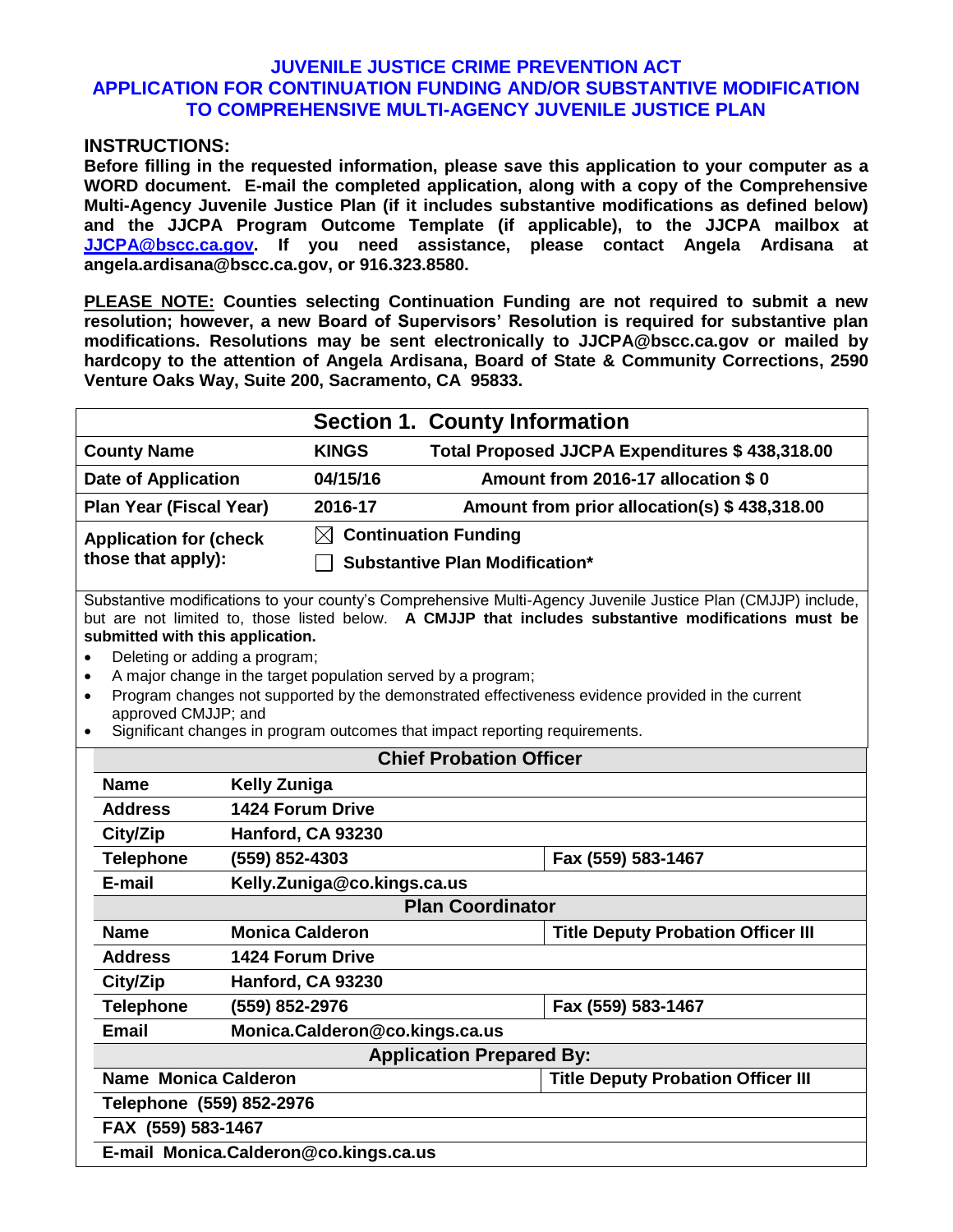# JUVENILE JUSTICE CRIME PREVENTION ACT
# APPLICATION FOR CONTINUATION FUNDING AND/OR SUBSTANTIVE MODIFICATION TO COMPREHENSIVE MULTI-AGENCY JUVENILE JUSTICE PLAN

## INSTRUCTIONS:

**Before filling in the requested information, please save this application to your computer as a WORD document. E-mail the completed application, along with a copy of the Comprehensive Multi-Agency Juvenile Justice Plan (if it includes substantive modifications as defined below) and the JJCPA Program Outcome Template (if applicable), to the JJCPA mailbox at [JJCPA@bscc.ca.gov](mailto:JJCPA@bscc.ca.gov). If you need assistance, please contact Angela Ardisana at angela.ardisana@bscc.ca.gov, or 916.323.8580.**

**<u>PLEASE NOTE:</u> Counties selecting Continuation Funding are not required to submit a new resolution; however, a new Board of Supervisors' Resolution is required for substantive plan modifications. Resolutions may be sent electronically to JJCPA@bscc.ca.gov or mailed by hardcopy to the attention of Angela Ardisana, Board of State & Community Corrections, 2590 Venture Oaks Way, Suite 200, Sacramento, CA 95833.**

## Section 1. County Information

| | | |
|---|---|---|
| **County Name** | **KINGS** | **Total Proposed JJCPA Expenditures $ 438,318.00** |
| **Date of Application** | **04/15/16** | **Amount from 2016-17 allocation $ 0** |
| **Plan Year (Fiscal Year)** | **2016-17** | **Amount from prior allocation(s) $ 438,318.00** |
| **Application for (check those that apply):** | ☒ **Continuation Funding**<br>☐ **Substantive Plan Modification*** | |

Substantive modifications to your county's Comprehensive Multi-Agency Juvenile Justice Plan (CMJJP) include, but are not limited to, those listed below. **A CMJJP that includes substantive modifications must be submitted with this application.**

- Deleting or adding a program;
- A major change in the target population served by a program;
- Program changes not supported by the demonstrated effectiveness evidence provided in the current approved CMJJP; and
- Significant changes in program outcomes that impact reporting requirements.

| **Chief Probation Officer** | | |
|---|---|---|
| **Name** | **Kelly Zuniga** | |
| **Address** | **1424 Forum Drive** | |
| **City/Zip** | **Hanford, CA 93230** | |
| **Telephone** | **(559) 852-4303** | **Fax (559) 583-1467** |
| **E-mail** | **Kelly.Zuniga@co.kings.ca.us** | |
| **Plan Coordinator** | | |
| **Name** | **Monica Calderon** | **Title Deputy Probation Officer III** |
| **Address** | **1424 Forum Drive** | |
| **City/Zip** | **Hanford, CA 93230** | |
| **Telephone** | **(559) 852-2976** | **Fax (559) 583-1467** |
| **Email** | **Monica.Calderon@co.kings.ca.us** | |
| **Application Prepared By:** | | |
| **Name Monica Calderon** | | **Title Deputy Probation Officer III** |
| **Telephone (559) 852-2976** | | |
| **FAX (559) 583-1467** | | |
| **E-mail Monica.Calderon@co.kings.ca.us** | | |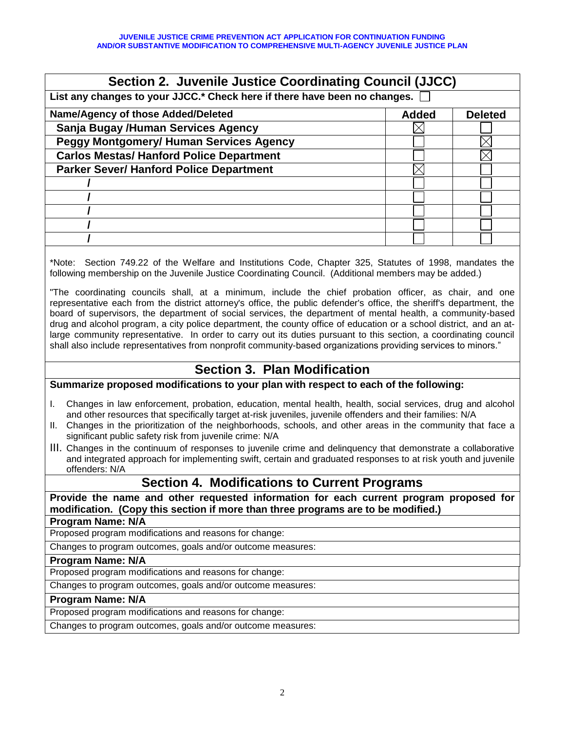**JUVENILE JUSTICE CRIME PREVENTION ACT APPLICATION FOR CONTINUATION FUNDING AND/OR SUBSTANTIVE MODIFICATION TO COMPREHENSIVE MULTI-AGENCY JUVENILE JUSTICE PLAN**

## Section 2. Juvenile Justice Coordinating Council (JJCC)

**List any changes to your JJCC.* Check here if there have been no changes.** ☐

| Name/Agency of those Added/Deleted | Added | Deleted |
|---|---|---|
| Sanja Bugay /Human Services Agency | ☒ | ☐ |
| Peggy Montgomery/ Human Services Agency | ☐ | ☒ |
| Carlos Mestas/ Hanford Police Department | ☐ | ☒ |
| Parker Sever/ Hanford Police Department | ☒ | ☐ |
| / | ☐ | ☐ |
| / | ☐ | ☐ |
| / | ☐ | ☐ |
| / | ☐ | ☐ |
| / | ☐ | ☐ |

*Note: Section 749.22 of the Welfare and Institutions Code, Chapter 325, Statutes of 1998, mandates the following membership on the Juvenile Justice Coordinating Council. (Additional members may be added.)

"The coordinating councils shall, at a minimum, include the chief probation officer, as chair, and one representative each from the district attorney's office, the public defender's office, the sheriff's department, the board of supervisors, the department of social services, the department of mental health, a community-based drug and alcohol program, a city police department, the county office of education or a school district, and an at-large community representative. In order to carry out its duties pursuant to this section, a coordinating council shall also include representatives from nonprofit community-based organizations providing services to minors."

## Section 3. Plan Modification

**Summarize proposed modifications to your plan with respect to each of the following:**

I. Changes in law enforcement, probation, education, mental health, health, social services, drug and alcohol and other resources that specifically target at-risk juveniles, juvenile offenders and their families: N/A

II. Changes in the prioritization of the neighborhoods, schools, and other areas in the community that face a significant public safety risk from juvenile crime: N/A

III. Changes in the continuum of responses to juvenile crime and delinquency that demonstrate a collaborative and integrated approach for implementing swift, certain and graduated responses to at risk youth and juvenile offenders: N/A

## Section 4. Modifications to Current Programs

**Provide the name and other requested information for each current program proposed for modification. (Copy this section if more than three programs are to be modified.)**

**Program Name: N/A**

Proposed program modifications and reasons for change:

Changes to program outcomes, goals and/or outcome measures:

**Program Name: N/A**

Proposed program modifications and reasons for change:

Changes to program outcomes, goals and/or outcome measures:

**Program Name: N/A**

Proposed program modifications and reasons for change:

Changes to program outcomes, goals and/or outcome measures: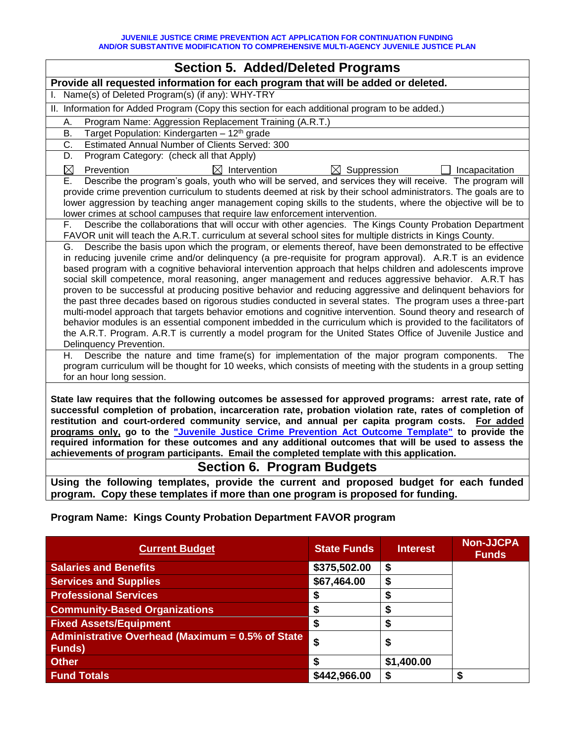JUVENILE JUSTICE CRIME PREVENTION ACT APPLICATION FOR CONTINUATION FUNDING AND/OR SUBSTANTIVE MODIFICATION TO COMPREHENSIVE MULTI-AGENCY JUVENILE JUSTICE PLAN

## Section 5. Added/Deleted Programs

**Provide all requested information for each program that will be added or deleted.**

I. Name(s) of Deleted Program(s) (if any): WHY-TRY

II. Information for Added Program (Copy this section for each additional program to be added.)

A. Program Name: Aggression Replacement Training (A.R.T.)

B. Target Population: Kindergarten – 12th grade

C. Estimated Annual Number of Clients Served: 300

D. Program Category: (check all that Apply)

☒ Prevention ☒ Intervention ☒ Suppression ☐ Incapacitation

E. Describe the program's goals, youth who will be served, and services they will receive. The program will provide crime prevention curriculum to students deemed at risk by their school administrators. The goals are to lower aggression by teaching anger management coping skills to the students, where the objective will be to lower crimes at school campuses that require law enforcement intervention.

F. Describe the collaborations that will occur with other agencies. The Kings County Probation Department FAVOR unit will teach the A.R.T. curriculum at several school sites for multiple districts in Kings County.

G. Describe the basis upon which the program, or elements thereof, have been demonstrated to be effective in reducing juvenile crime and/or delinquency (a pre-requisite for program approval). A.R.T is an evidence based program with a cognitive behavioral intervention approach that helps children and adolescents improve social skill competence, moral reasoning, anger management and reduces aggressive behavior. A.R.T has proven to be successful at producing positive behavior and reducing aggressive and delinquent behaviors for the past three decades based on rigorous studies conducted in several states. The program uses a three-part multi-model approach that targets behavior emotions and cognitive intervention. Sound theory and research of behavior modules is an essential component imbedded in the curriculum which is provided to the facilitators of the A.R.T. Program. A.R.T is currently a model program for the United States Office of Juvenile Justice and Delinquency Prevention.

H. Describe the nature and time frame(s) for implementation of the major program components. The program curriculum will be thought for 10 weeks, which consists of meeting with the students in a group setting for an hour long session.

**State law requires that the following outcomes be assessed for approved programs: arrest rate, rate of successful completion of probation, incarceration rate, probation violation rate, rates of completion of restitution and court-ordered community service, and annual per capita program costs. <u>For added programs only</u>, go to the <u>"Juvenile Justice Crime Prevention Act Outcome Template"</u> to provide the required information for these outcomes and any additional outcomes that will be used to assess the achievements of program participants. Email the completed template with this application.**

## Section 6. Program Budgets

**Using the following templates, provide the current and proposed budget for each funded program. Copy these templates if more than one program is proposed for funding.**

**Program Name: Kings County Probation Department FAVOR program**

| <u>Current Budget</u> | State Funds | Interest | Non-JJCPA Funds |
|---|---|---|---|
| Salaries and Benefits | $375,502.00 | $ | |
| Services and Supplies | $67,464.00 | $ | |
| Professional Services | $ | $ | |
| Community-Based Organizations | $ | $ | |
| Fixed Assets/Equipment | $ | $ | |
| Administrative Overhead (Maximum = 0.5% of State Funds) | $ | $ | |
| Other | $ | $1,400.00 | |
| Fund Totals | $442,966.00 | $ | $ |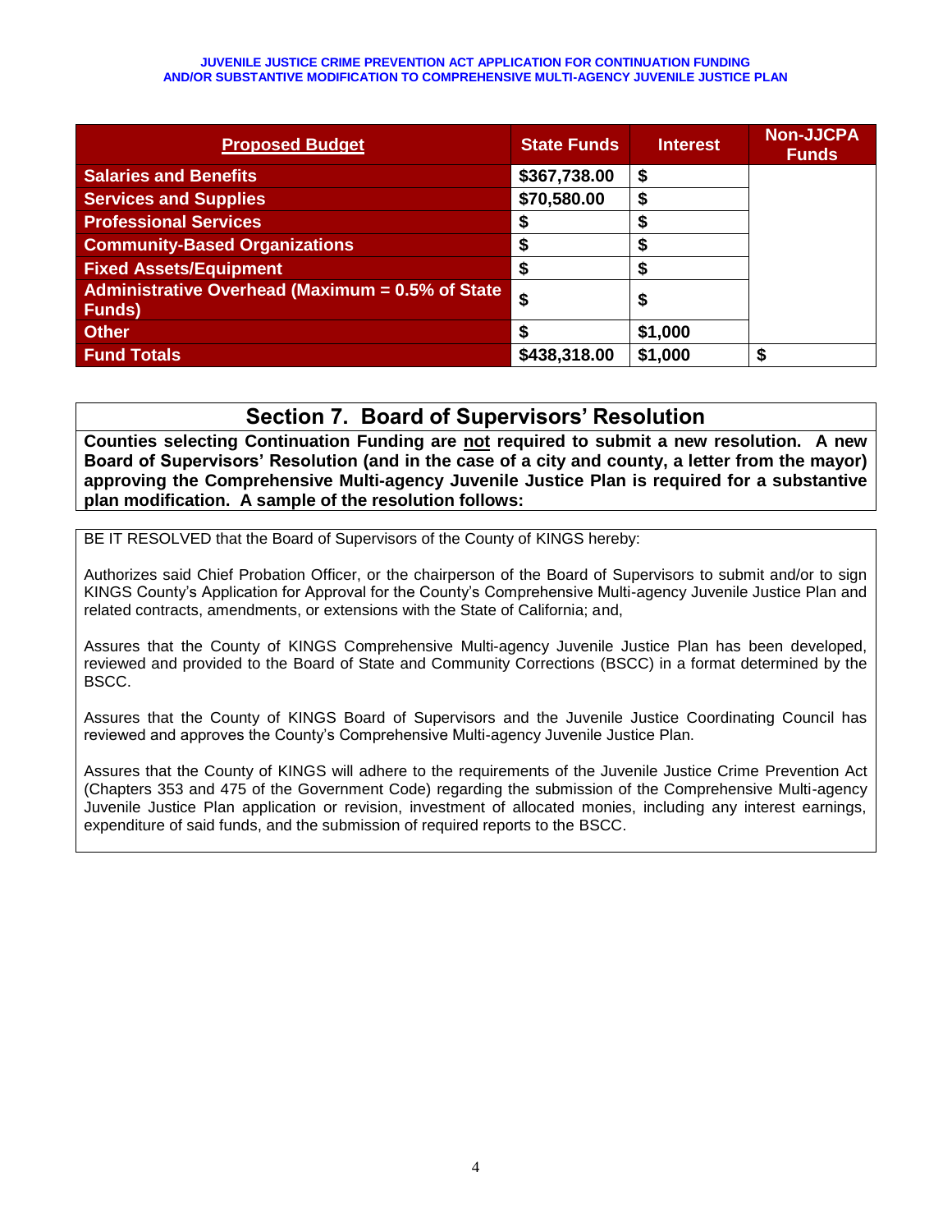| Proposed Budget | State Funds | Interest | Non-JJCPA Funds |
|---|---|---|---|
| Salaries and Benefits | $367,738.00 | $ | |
| Services and Supplies | $70,580.00 | $ | |
| Professional Services | $ | $ | |
| Community-Based Organizations | $ | $ | |
| Fixed Assets/Equipment | $ | $ | |
| Administrative Overhead (Maximum = 0.5% of State Funds) | $ | $ | |
| Other | $ | $1,000 | |
| Fund Totals | $438,318.00 | $1,000 | $ |

## Section 7. Board of Supervisors' Resolution

**Counties selecting Continuation Funding are not required to submit a new resolution. A new Board of Supervisors' Resolution (and in the case of a city and county, a letter from the mayor) approving the Comprehensive Multi-agency Juvenile Justice Plan is required for a substantive plan modification. A sample of the resolution follows:**

BE IT RESOLVED that the Board of Supervisors of the County of KINGS hereby:

Authorizes said Chief Probation Officer, or the chairperson of the Board of Supervisors to submit and/or to sign KINGS County's Application for Approval for the County's Comprehensive Multi-agency Juvenile Justice Plan and related contracts, amendments, or extensions with the State of California; and,

Assures that the County of KINGS Comprehensive Multi-agency Juvenile Justice Plan has been developed, reviewed and provided to the Board of State and Community Corrections (BSCC) in a format determined by the BSCC.

Assures that the County of KINGS Board of Supervisors and the Juvenile Justice Coordinating Council has reviewed and approves the County's Comprehensive Multi-agency Juvenile Justice Plan.

Assures that the County of KINGS will adhere to the requirements of the Juvenile Justice Crime Prevention Act (Chapters 353 and 475 of the Government Code) regarding the submission of the Comprehensive Multi-agency Juvenile Justice Plan application or revision, investment of allocated monies, including any interest earnings, expenditure of said funds, and the submission of required reports to the BSCC.